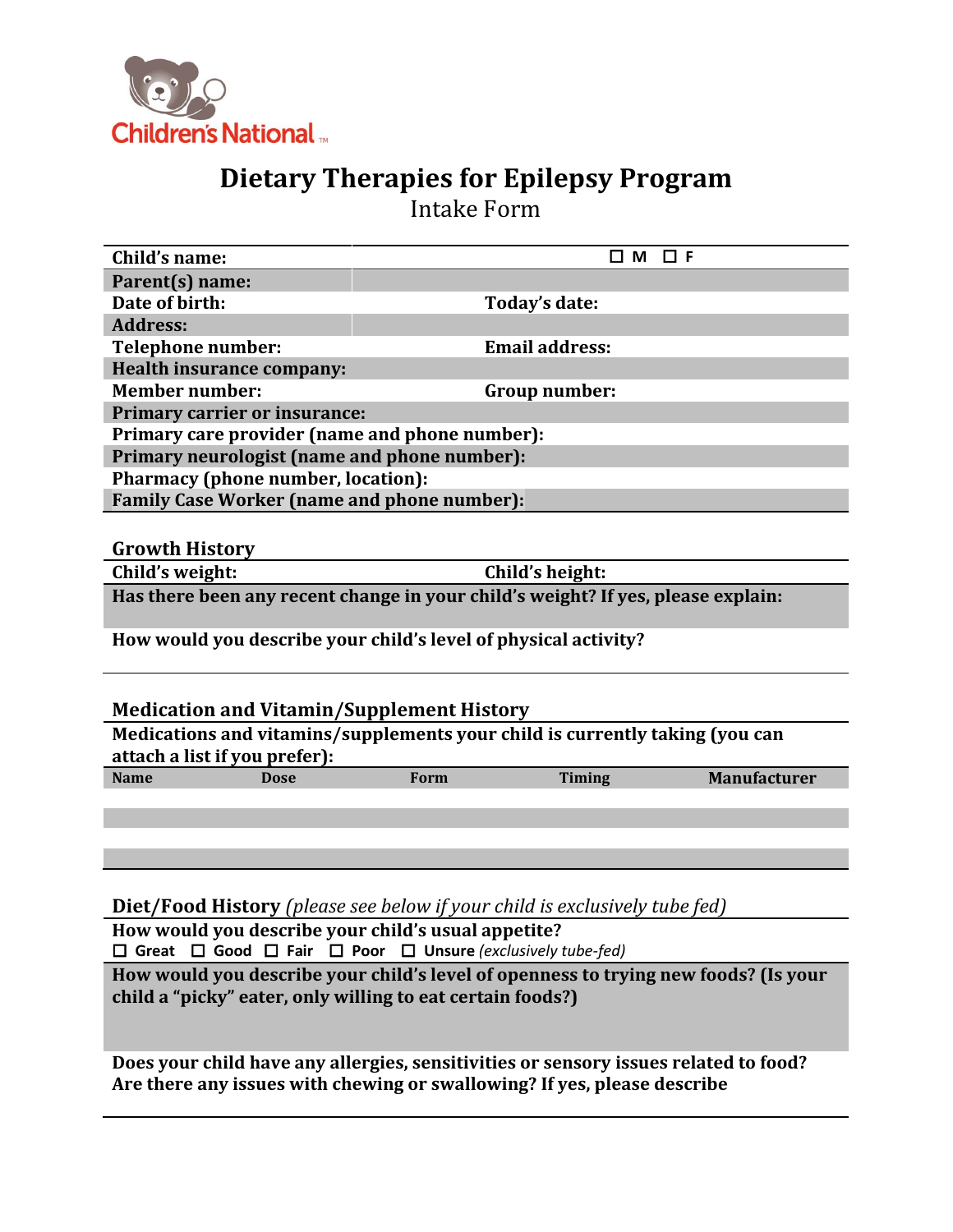Children's National

# Dietary Therapies for Epilepsy Program

## Intake Form

**Child's name:** ☐ M ☐ F

**Parent(s) name:**

**Date of birth:** **Today's date:**

**Address:**

**Telephone number:** **Email address:**

**Health insurance company:**

**Member number:** **Group number:**

**Primary carrier or insurance:**

**Primary care provider (name and phone number):**

**Primary neurologist (name and phone number):**

**Pharmacy (phone number, location):**

**Family Case Worker (name and phone number):**

### Growth History

**Child's weight:** **Child's height:**

**Has there been any recent change in your child's weight? If yes, please explain:**

**How would you describe your child's level of physical activity?**

### Medication and Vitamin/Supplement History

**Medications and vitamins/supplements your child is currently taking (you can attach a list if you prefer):**

| Name | Dose | Form | Timing | Manufacturer |
|---|---|---|---|---|
| | | | | |
| | | | | |
| | | | | |
| | | | | |

### Diet/Food History *(please see below if your child is exclusively tube fed)*

**How would you describe your child's usual appetite?**

☐ Great ☐ Good ☐ Fair ☐ Poor ☐ Unsure *(exclusively tube-fed)*

**How would you describe your child's level of openness to trying new foods? (Is your child a "picky" eater, only willing to eat certain foods?)**

**Does your child have any allergies, sensitivities or sensory issues related to food? Are there any issues with chewing or swallowing? If yes, please describe**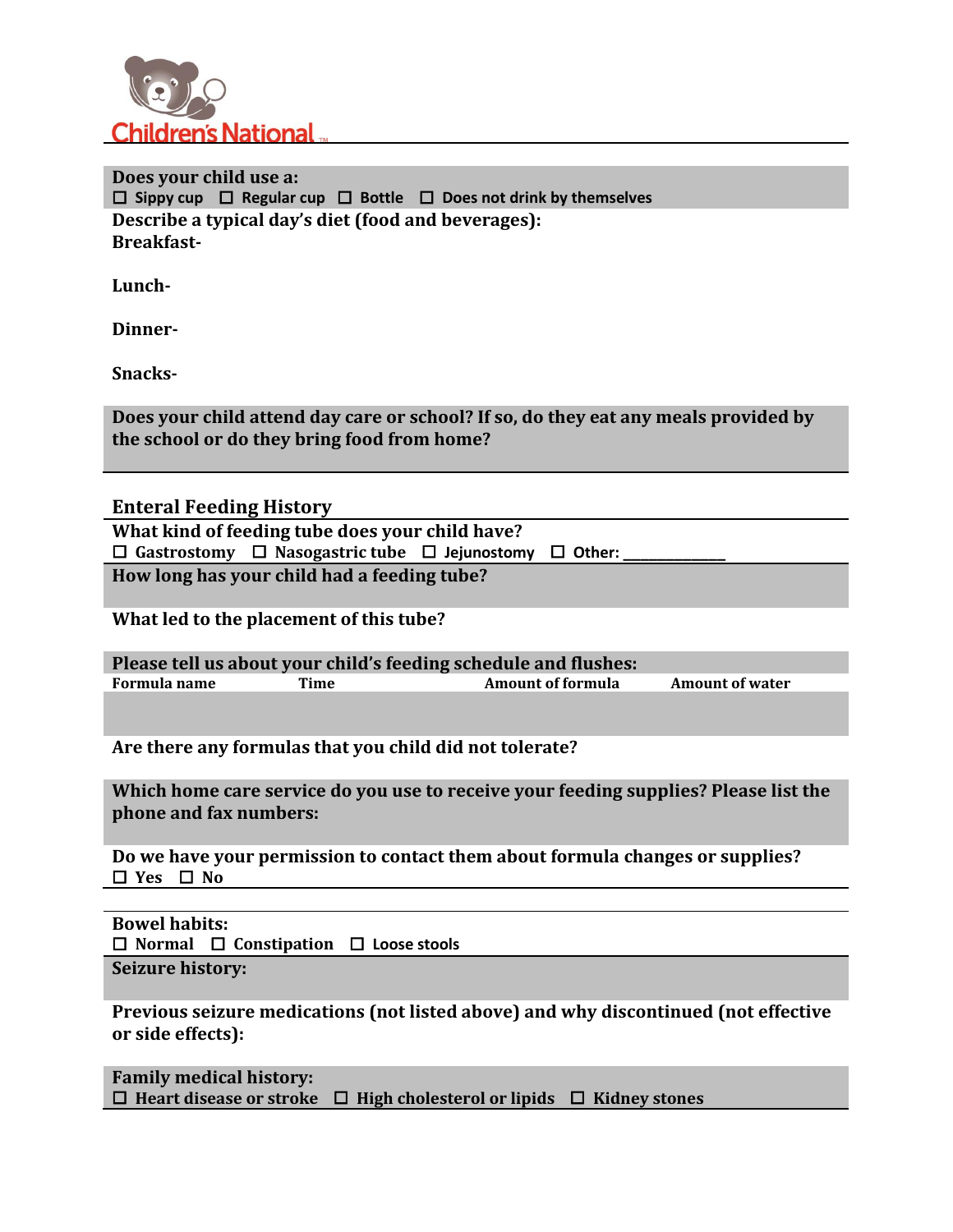**Does your child use a:**
☐ Sippy cup ☐ Regular cup ☐ Bottle ☐ Does not drink by themselves

**Describe a typical day's diet (food and beverages):**

**Breakfast-**

**Lunch-**

**Dinner-**

**Snacks-**

**Does your child attend day care or school? If so, do they eat any meals provided by the school or do they bring food from home?**

## Enteral Feeding History

**What kind of feeding tube does your child have?**
☐ Gastrostomy ☐ Nasogastric tube ☐ Jejunostomy ☐ Other: ______________

**How long has your child had a feeding tube?**

**What led to the placement of this tube?**

**Please tell us about your child's feeding schedule and flushes:**

| Formula name | Time | Amount of formula | Amount of water |
|---|---|---|---|
| | | | |

**Are there any formulas that you child did not tolerate?**

**Which home care service do you use to receive your feeding supplies? Please list the phone and fax numbers:**

**Do we have your permission to contact them about formula changes or supplies?**
☐ Yes ☐ No

**Bowel habits:**
☐ Normal ☐ Constipation ☐ Loose stools

**Seizure history:**

**Previous seizure medications (not listed above) and why discontinued (not effective or side effects):**

**Family medical history:**
☐ Heart disease or stroke ☐ High cholesterol or lipids ☐ Kidney stones